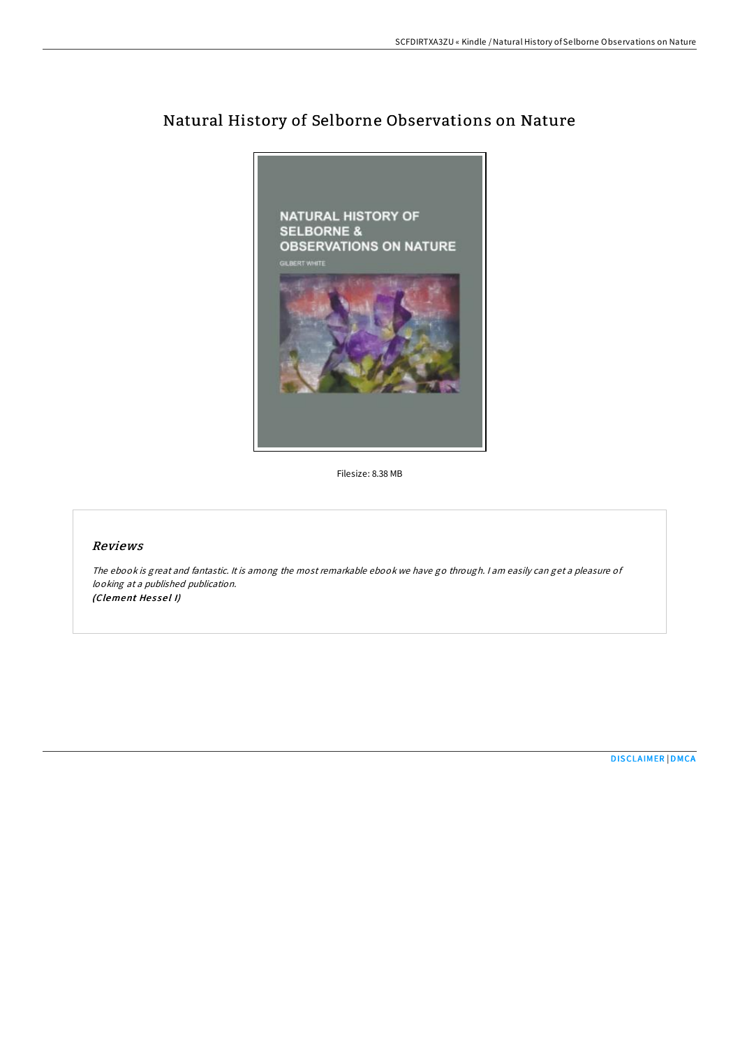# Natural History of Selborne Observations on Nature

Filesize: 8.38 MB

## *Reviews*

*The ebook is great and fantastic. It is among the most remarkable ebook we have go through. I am easily can get a pleasure of looking at a published publication.*
***(Clement Hessel I)***

DISCLAIMER | DMCA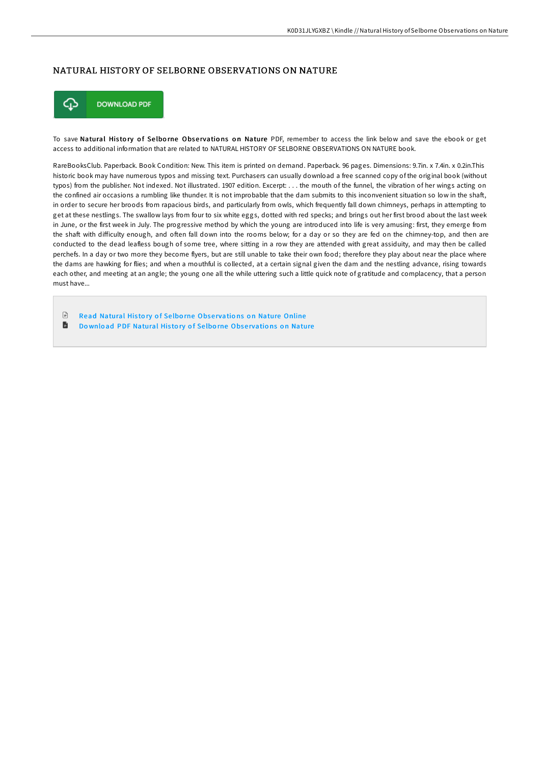## NATURAL HISTORY OF SELBORNE OBSERVATIONS ON NATURE

DOWNLOAD PDF

To save **Natural History of Selborne Observations on Nature** PDF, remember to access the link below and save the ebook or get access to additional information that are related to NATURAL HISTORY OF SELBORNE OBSERVATIONS ON NATURE book.

RareBooksClub. Paperback. Book Condition: New. This item is printed on demand. Paperback. 96 pages. Dimensions: 9.7in. x 7.4in. x 0.2in.This historic book may have numerous typos and missing text. Purchasers can usually download a free scanned copy of the original book (without typos) from the publisher. Not indexed. Not illustrated. 1907 edition. Excerpt: . . . the mouth of the funnel, the vibration of her wings acting on the confined air occasions a rumbling like thunder. It is not improbable that the dam submits to this inconvenient situation so low in the shaft, in order to secure her broods from rapacious birds, and particularly from owls, which frequently fall down chimneys, perhaps in attempting to get at these nestlings. The swallow lays from four to six white eggs, dotted with red specks; and brings out her first brood about the last week in June, or the first week in July. The progressive method by which the young are introduced into life is very amusing: first, they emerge from the shaft with difficulty enough, and often fall down into the rooms below; for a day or so they are fed on the chimney-top, and then are conducted to the dead leafless bough of some tree, where sitting in a row they are attended with great assiduity, and may then be called perchefs. In a day or two more they become flyers, but are still unable to take their own food; therefore they play about near the place where the dams are hawking for flies; and when a mouthful is collected, at a certain signal given the dam and the nestling advance, rising towards each other, and meeting at an angle; the young one all the while uttering such a little quick note of gratitude and complacency, that a person must have...

- Read Natural History of Selborne Observations on Nature Online
- Download PDF Natural History of Selborne Observations on Nature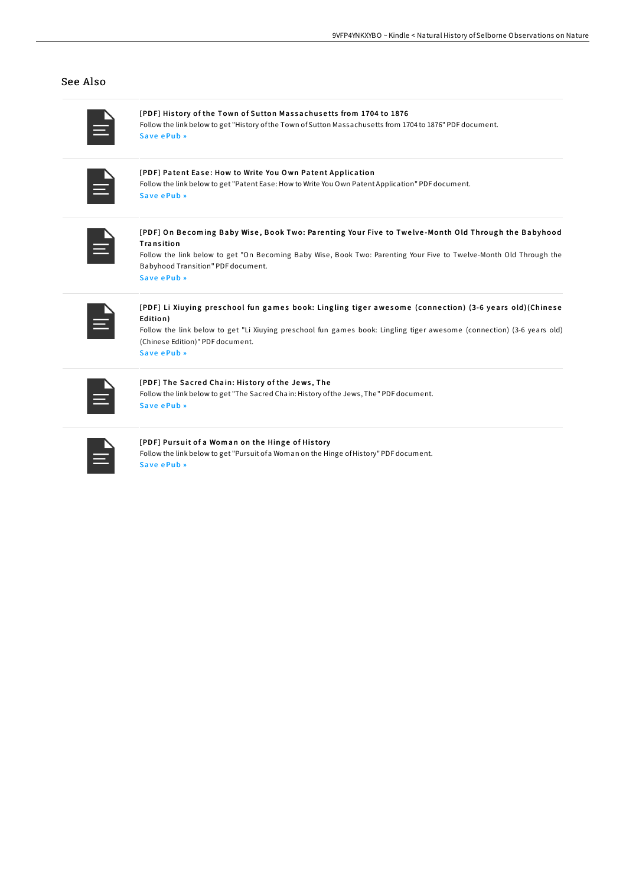## See Also

**[PDF] History of the Town of Sutton Massachusetts from 1704 to 1876**
Follow the link below to get "History of the Town of Sutton Massachusetts from 1704 to 1876" PDF document.
Save ePub »

**[PDF] Patent Ease: How to Write You Own Patent Application**
Follow the link below to get "Patent Ease: How to Write You Own Patent Application" PDF document.
Save ePub »

**[PDF] On Becoming Baby Wise, Book Two: Parenting Your Five to Twelve-Month Old Through the Babyhood Transition**
Follow the link below to get "On Becoming Baby Wise, Book Two: Parenting Your Five to Twelve-Month Old Through the Babyhood Transition" PDF document.
Save ePub »

**[PDF] Li Xiuying preschool fun games book: Lingling tiger awesome (connection) (3-6 years old)(Chinese Edition)**
Follow the link below to get "Li Xiuying preschool fun games book: Lingling tiger awesome (connection) (3-6 years old) (Chinese Edition)" PDF document.
Save ePub »

**[PDF] The Sacred Chain: History of the Jews, The**
Follow the link below to get "The Sacred Chain: History of the Jews, The" PDF document.
Save ePub »

**[PDF] Pursuit of a Woman on the Hinge of History**
Follow the link below to get "Pursuit of a Woman on the Hinge of History" PDF document.
Save ePub »